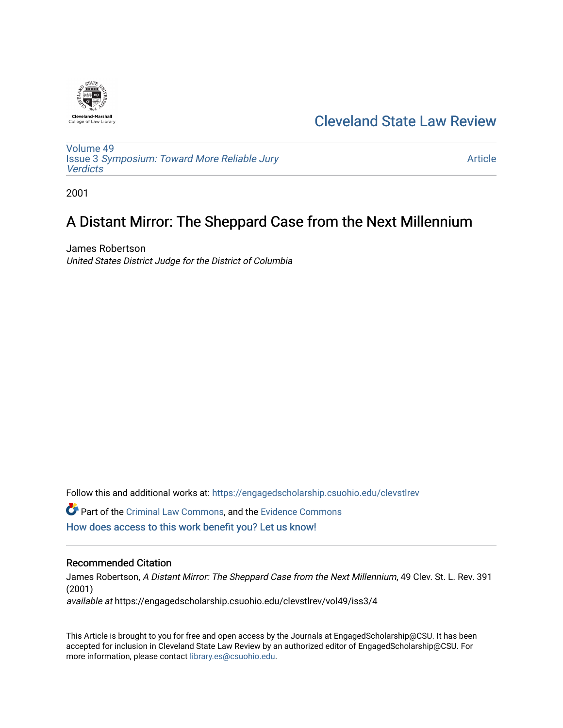Cleveland-Marshall
College of Law Library

# Cleveland State Law Review

Volume 49
Issue 3 *Symposium: Toward More Reliable Jury Verdicts*

Article

2001

## A Distant Mirror: The Sheppard Case from the Next Millennium

James Robertson
*United States District Judge for the District of Columbia*

Follow this and additional works at: https://engagedscholarship.csuohio.edu/clevstlrev

Part of the Criminal Law Commons, and the Evidence Commons

How does access to this work benefit you? Let us know!

### Recommended Citation

James Robertson, *A Distant Mirror: The Sheppard Case from the Next Millennium*, 49 Clev. St. L. Rev. 391 (2001)
*available at* https://engagedscholarship.csuohio.edu/clevstlrev/vol49/iss3/4

This Article is brought to you for free and open access by the Journals at EngagedScholarship@CSU. It has been accepted for inclusion in Cleveland State Law Review by an authorized editor of EngagedScholarship@CSU. For more information, please contact library.es@csuohio.edu.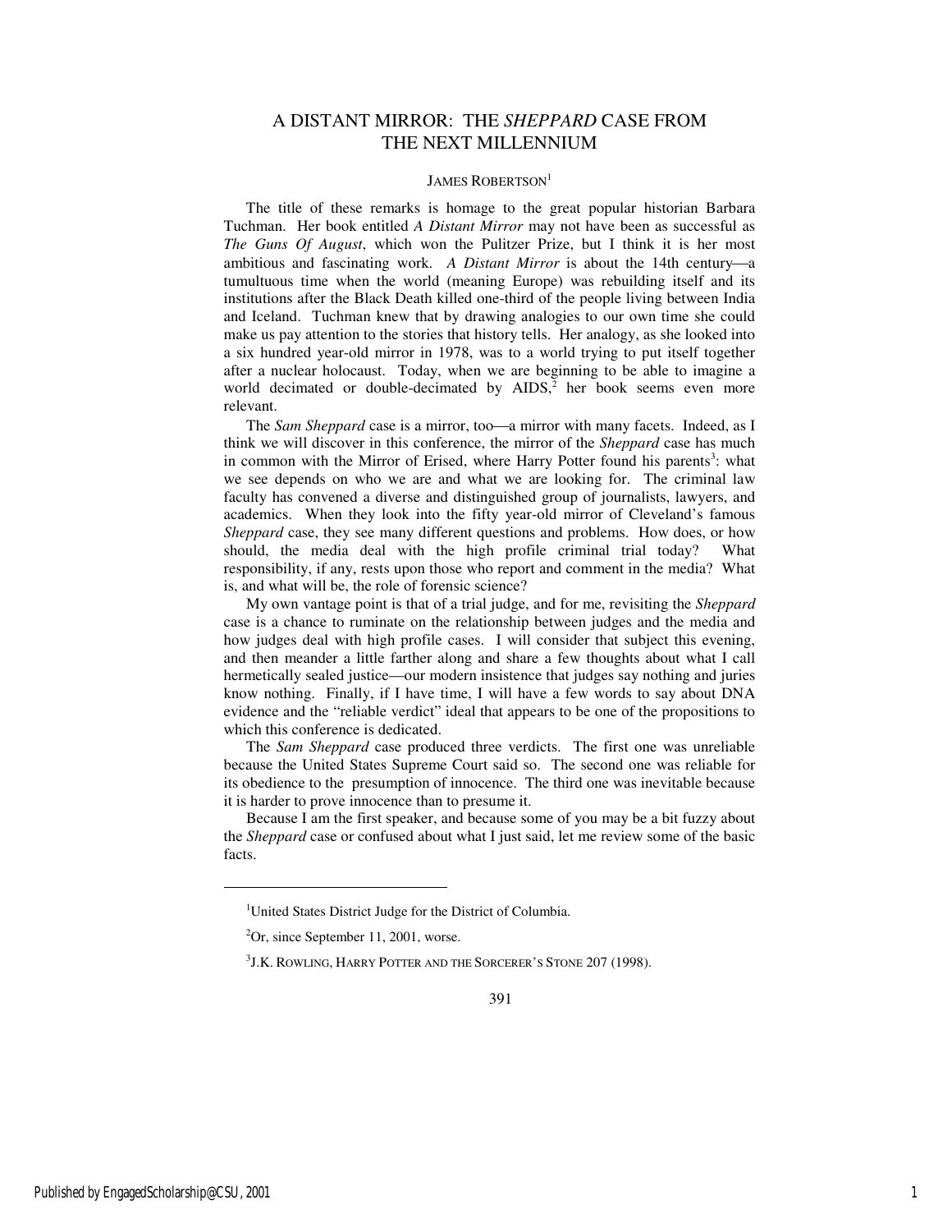# A DISTANT MIRROR: THE *SHEPPARD* CASE FROM THE NEXT MILLENNIUM

JAMES ROBERTSON[1]

The title of these remarks is homage to the great popular historian Barbara Tuchman. Her book entitled *A Distant Mirror* may not have been as successful as *The Guns Of August*, which won the Pulitzer Prize, but I think it is her most ambitious and fascinating work. *A Distant Mirror* is about the 14th century—a tumultuous time when the world (meaning Europe) was rebuilding itself and its institutions after the Black Death killed one-third of the people living between India and Iceland. Tuchman knew that by drawing analogies to our own time she could make us pay attention to the stories that history tells. Her analogy, as she looked into a six hundred year-old mirror in 1978, was to a world trying to put itself together after a nuclear holocaust. Today, when we are beginning to be able to imagine a world decimated or double-decimated by AIDS,[2] her book seems even more relevant.

The *Sam Sheppard* case is a mirror, too—a mirror with many facets. Indeed, as I think we will discover in this conference, the mirror of the *Sheppard* case has much in common with the Mirror of Erised, where Harry Potter found his parents[3]: what we see depends on who we are and what we are looking for. The criminal law faculty has convened a diverse and distinguished group of journalists, lawyers, and academics. When they look into the fifty year-old mirror of Cleveland's famous *Sheppard* case, they see many different questions and problems. How does, or how should, the media deal with the high profile criminal trial today? What responsibility, if any, rests upon those who report and comment in the media? What is, and what will be, the role of forensic science?

My own vantage point is that of a trial judge, and for me, revisiting the *Sheppard* case is a chance to ruminate on the relationship between judges and the media and how judges deal with high profile cases. I will consider that subject this evening, and then meander a little farther along and share a few thoughts about what I call hermetically sealed justice—our modern insistence that judges say nothing and juries know nothing. Finally, if I have time, I will have a few words to say about DNA evidence and the "reliable verdict" ideal that appears to be one of the propositions to which this conference is dedicated.

The *Sam Sheppard* case produced three verdicts. The first one was unreliable because the United States Supreme Court said so. The second one was reliable for its obedience to the presumption of innocence. The third one was inevitable because it is harder to prove innocence than to presume it.

Because I am the first speaker, and because some of you may be a bit fuzzy about the *Sheppard* case or confused about what I just said, let me review some of the basic facts.

---

[1] United States District Judge for the District of Columbia.

[2] Or, since September 11, 2001, worse.

[3] J.K. ROWLING, HARRY POTTER AND THE SORCERER'S STONE 207 (1998).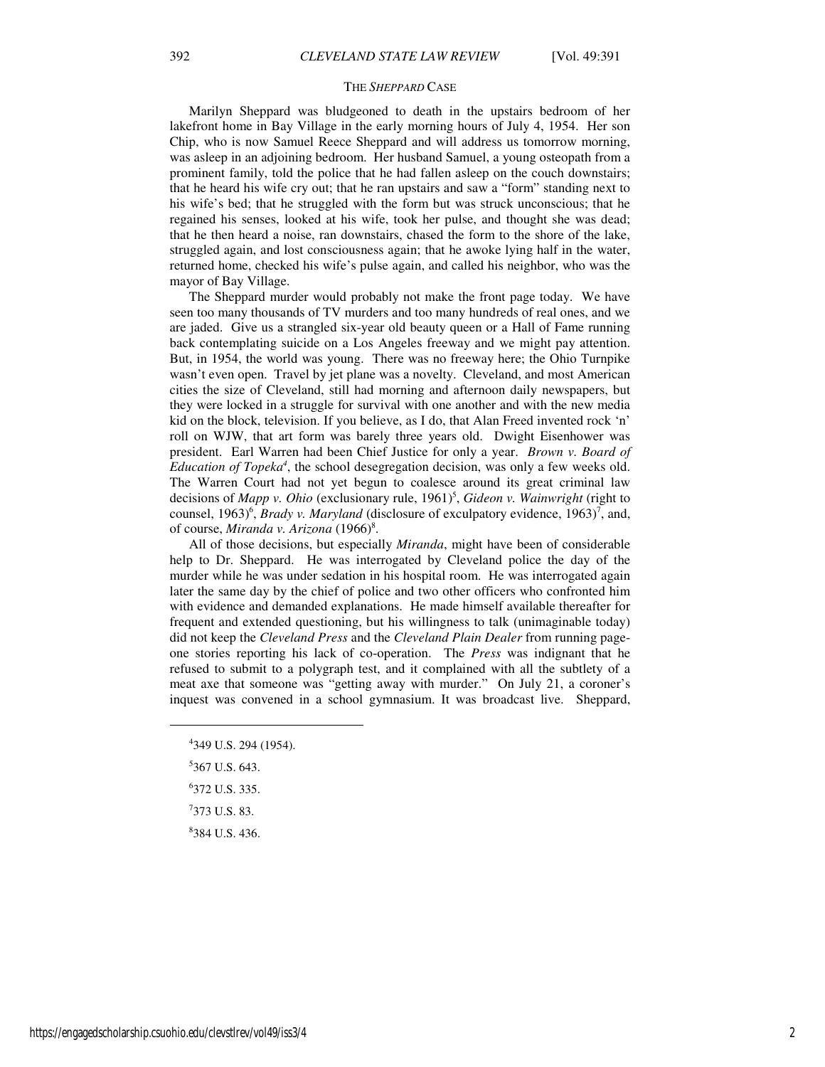## THE *SHEPPARD* CASE

Marilyn Sheppard was bludgeoned to death in the upstairs bedroom of her lakefront home in Bay Village in the early morning hours of July 4, 1954. Her son Chip, who is now Samuel Reece Sheppard and will address us tomorrow morning, was asleep in an adjoining bedroom. Her husband Samuel, a young osteopath from a prominent family, told the police that he had fallen asleep on the couch downstairs; that he heard his wife cry out; that he ran upstairs and saw a "form" standing next to his wife's bed; that he struggled with the form but was struck unconscious; that he regained his senses, looked at his wife, took her pulse, and thought she was dead; that he then heard a noise, ran downstairs, chased the form to the shore of the lake, struggled again, and lost consciousness again; that he awoke lying half in the water, returned home, checked his wife's pulse again, and called his neighbor, who was the mayor of Bay Village.

The Sheppard murder would probably not make the front page today. We have seen too many thousands of TV murders and too many hundreds of real ones, and we are jaded. Give us a strangled six-year old beauty queen or a Hall of Fame running back contemplating suicide on a Los Angeles freeway and we might pay attention. But, in 1954, the world was young. There was no freeway here; the Ohio Turnpike wasn't even open. Travel by jet plane was a novelty. Cleveland, and most American cities the size of Cleveland, still had morning and afternoon daily newspapers, but they were locked in a struggle for survival with one another and with the new media kid on the block, television. If you believe, as I do, that Alan Freed invented rock 'n' roll on WJW, that art form was barely three years old. Dwight Eisenhower was president. Earl Warren had been Chief Justice for only a year. *Brown v. Board of Education of Topeka*[4], the school desegregation decision, was only a few weeks old. The Warren Court had not yet begun to coalesce around its great criminal law decisions of *Mapp v. Ohio* (exclusionary rule, 1961)[5], *Gideon v. Wainwright* (right to counsel, 1963)[6], *Brady v. Maryland* (disclosure of exculpatory evidence, 1963)[7], and, of course, *Miranda v. Arizona* (1966)[8].

All of those decisions, but especially *Miranda*, might have been of considerable help to Dr. Sheppard. He was interrogated by Cleveland police the day of the murder while he was under sedation in his hospital room. He was interrogated again later the same day by the chief of police and two other officers who confronted him with evidence and demanded explanations. He made himself available thereafter for frequent and extended questioning, but his willingness to talk (unimaginable today) did not keep the *Cleveland Press* and the *Cleveland Plain Dealer* from running page-one stories reporting his lack of co-operation. The *Press* was indignant that he refused to submit to a polygraph test, and it complained with all the subtlety of a meat axe that someone was "getting away with murder." On July 21, a coroner's inquest was convened in a school gymnasium. It was broadcast live. Sheppard,

---

[4] 349 U.S. 294 (1954).

[5] 367 U.S. 643.

[6] 372 U.S. 335.

[7] 373 U.S. 83.

[8] 384 U.S. 436.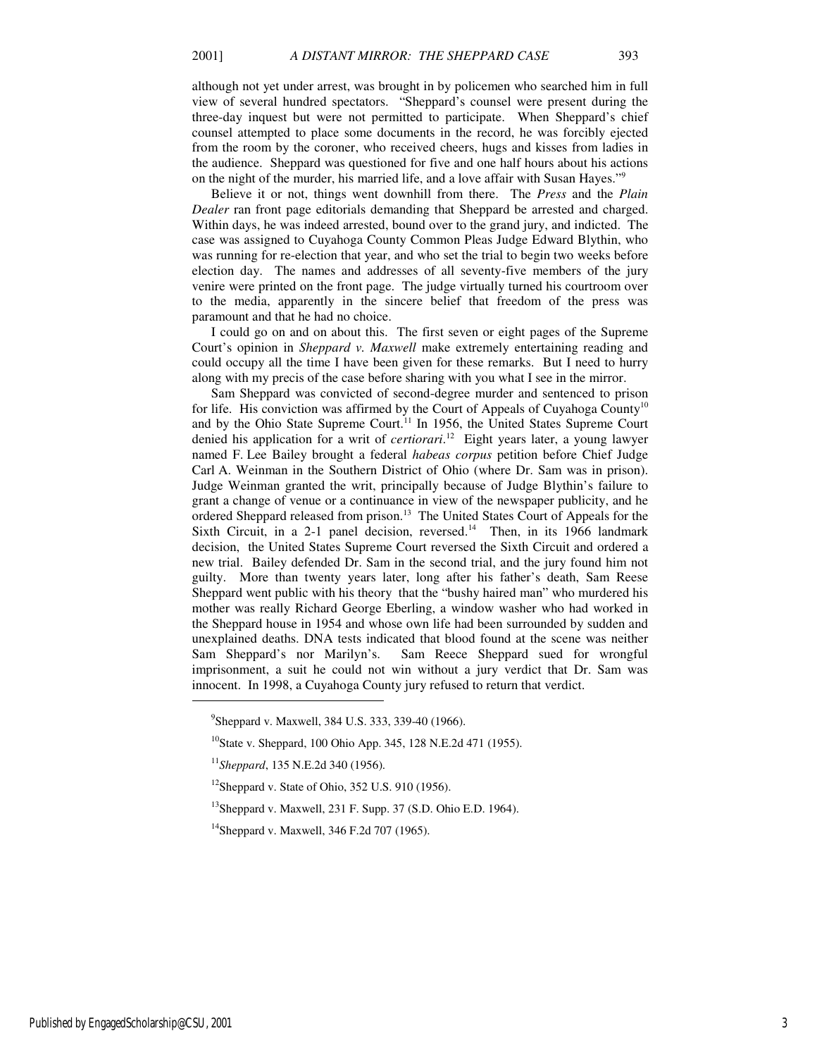although not yet under arrest, was brought in by policemen who searched him in full view of several hundred spectators. "Sheppard's counsel were present during the three-day inquest but were not permitted to participate. When Sheppard's chief counsel attempted to place some documents in the record, he was forcibly ejected from the room by the coroner, who received cheers, hugs and kisses from ladies in the audience. Sheppard was questioned for five and one half hours about his actions on the night of the murder, his married life, and a love affair with Susan Hayes."[9]

Believe it or not, things went downhill from there. The *Press* and the *Plain Dealer* ran front page editorials demanding that Sheppard be arrested and charged. Within days, he was indeed arrested, bound over to the grand jury, and indicted. The case was assigned to Cuyahoga County Common Pleas Judge Edward Blythin, who was running for re-election that year, and who set the trial to begin two weeks before election day. The names and addresses of all seventy-five members of the jury venire were printed on the front page. The judge virtually turned his courtroom over to the media, apparently in the sincere belief that freedom of the press was paramount and that he had no choice.

I could go on and on about this. The first seven or eight pages of the Supreme Court's opinion in *Sheppard v. Maxwell* make extremely entertaining reading and could occupy all the time I have been given for these remarks. But I need to hurry along with my precis of the case before sharing with you what I see in the mirror.

Sam Sheppard was convicted of second-degree murder and sentenced to prison for life. His conviction was affirmed by the Court of Appeals of Cuyahoga County[10] and by the Ohio State Supreme Court.[11] In 1956, the United States Supreme Court denied his application for a writ of *certiorari*.[12] Eight years later, a young lawyer named F. Lee Bailey brought a federal *habeas corpus* petition before Chief Judge Carl A. Weinman in the Southern District of Ohio (where Dr. Sam was in prison). Judge Weinman granted the writ, principally because of Judge Blythin's failure to grant a change of venue or a continuance in view of the newspaper publicity, and he ordered Sheppard released from prison.[13] The United States Court of Appeals for the Sixth Circuit, in a 2-1 panel decision, reversed.[14] Then, in its 1966 landmark decision, the United States Supreme Court reversed the Sixth Circuit and ordered a new trial. Bailey defended Dr. Sam in the second trial, and the jury found him not guilty. More than twenty years later, long after his father's death, Sam Reese Sheppard went public with his theory that the "bushy haired man" who murdered his mother was really Richard George Eberling, a window washer who had worked in the Sheppard house in 1954 and whose own life had been surrounded by sudden and unexplained deaths. DNA tests indicated that blood found at the scene was neither Sam Sheppard's nor Marilyn's. Sam Reece Sheppard sued for wrongful imprisonment, a suit he could not win without a jury verdict that Dr. Sam was innocent. In 1998, a Cuyahoga County jury refused to return that verdict.

---

[9] Sheppard v. Maxwell, 384 U.S. 333, 339-40 (1966).

[10] State v. Sheppard, 100 Ohio App. 345, 128 N.E.2d 471 (1955).

[11] *Sheppard*, 135 N.E.2d 340 (1956).

[12] Sheppard v. State of Ohio, 352 U.S. 910 (1956).

[13] Sheppard v. Maxwell, 231 F. Supp. 37 (S.D. Ohio E.D. 1964).

[14] Sheppard v. Maxwell, 346 F.2d 707 (1965).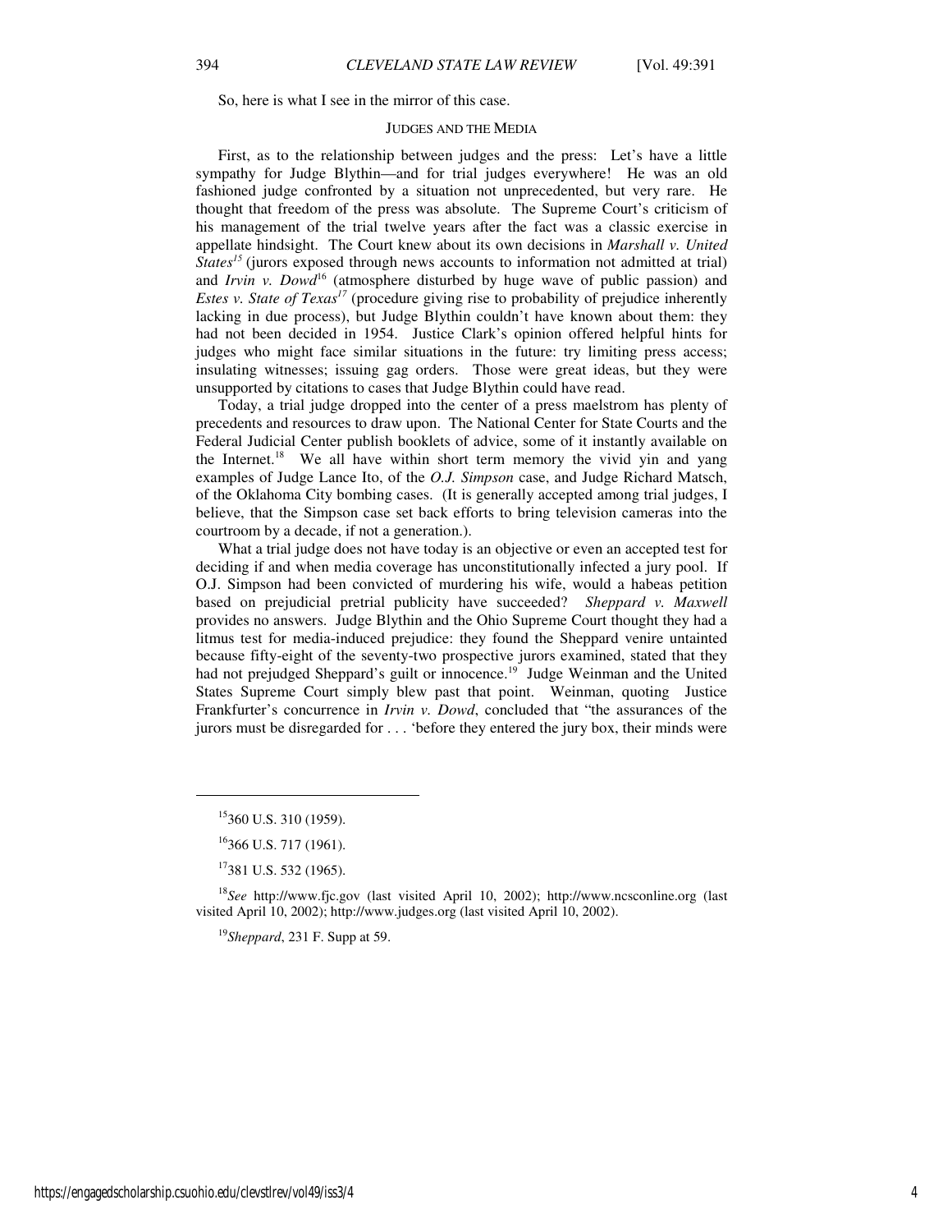So, here is what I see in the mirror of this case.

## JUDGES AND THE MEDIA

First, as to the relationship between judges and the press: Let's have a little sympathy for Judge Blythin—and for trial judges everywhere! He was an old fashioned judge confronted by a situation not unprecedented, but very rare. He thought that freedom of the press was absolute. The Supreme Court's criticism of his management of the trial twelve years after the fact was a classic exercise in appellate hindsight. The Court knew about its own decisions in *Marshall v. United States*[15] (jurors exposed through news accounts to information not admitted at trial) and *Irvin v. Dowd*[16] (atmosphere disturbed by huge wave of public passion) and *Estes v. State of Texas*[17] (procedure giving rise to probability of prejudice inherently lacking in due process), but Judge Blythin couldn't have known about them: they had not been decided in 1954. Justice Clark's opinion offered helpful hints for judges who might face similar situations in the future: try limiting press access; insulating witnesses; issuing gag orders. Those were great ideas, but they were unsupported by citations to cases that Judge Blythin could have read.

Today, a trial judge dropped into the center of a press maelstrom has plenty of precedents and resources to draw upon. The National Center for State Courts and the Federal Judicial Center publish booklets of advice, some of it instantly available on the Internet.[18] We all have within short term memory the vivid yin and yang examples of Judge Lance Ito, of the *O.J. Simpson* case, and Judge Richard Matsch, of the Oklahoma City bombing cases. (It is generally accepted among trial judges, I believe, that the Simpson case set back efforts to bring television cameras into the courtroom by a decade, if not a generation.).

What a trial judge does not have today is an objective or even an accepted test for deciding if and when media coverage has unconstitutionally infected a jury pool. If O.J. Simpson had been convicted of murdering his wife, would a habeas petition based on prejudicial pretrial publicity have succeeded? *Sheppard v. Maxwell* provides no answers. Judge Blythin and the Ohio Supreme Court thought they had a litmus test for media-induced prejudice: they found the Sheppard venire untainted because fifty-eight of the seventy-two prospective jurors examined, stated that they had not prejudged Sheppard's guilt or innocence.[19] Judge Weinman and the United States Supreme Court simply blew past that point. Weinman, quoting Justice Frankfurter's concurrence in *Irvin v. Dowd*, concluded that "the assurances of the jurors must be disregarded for . . . 'before they entered the jury box, their minds were

---

[15] 360 U.S. 310 (1959).

[16] 366 U.S. 717 (1961).

[17] 381 U.S. 532 (1965).

[18] *See* http://www.fjc.gov (last visited April 10, 2002); http://www.ncsconline.org (last visited April 10, 2002); http://www.judges.org (last visited April 10, 2002).

[19] *Sheppard*, 231 F. Supp at 59.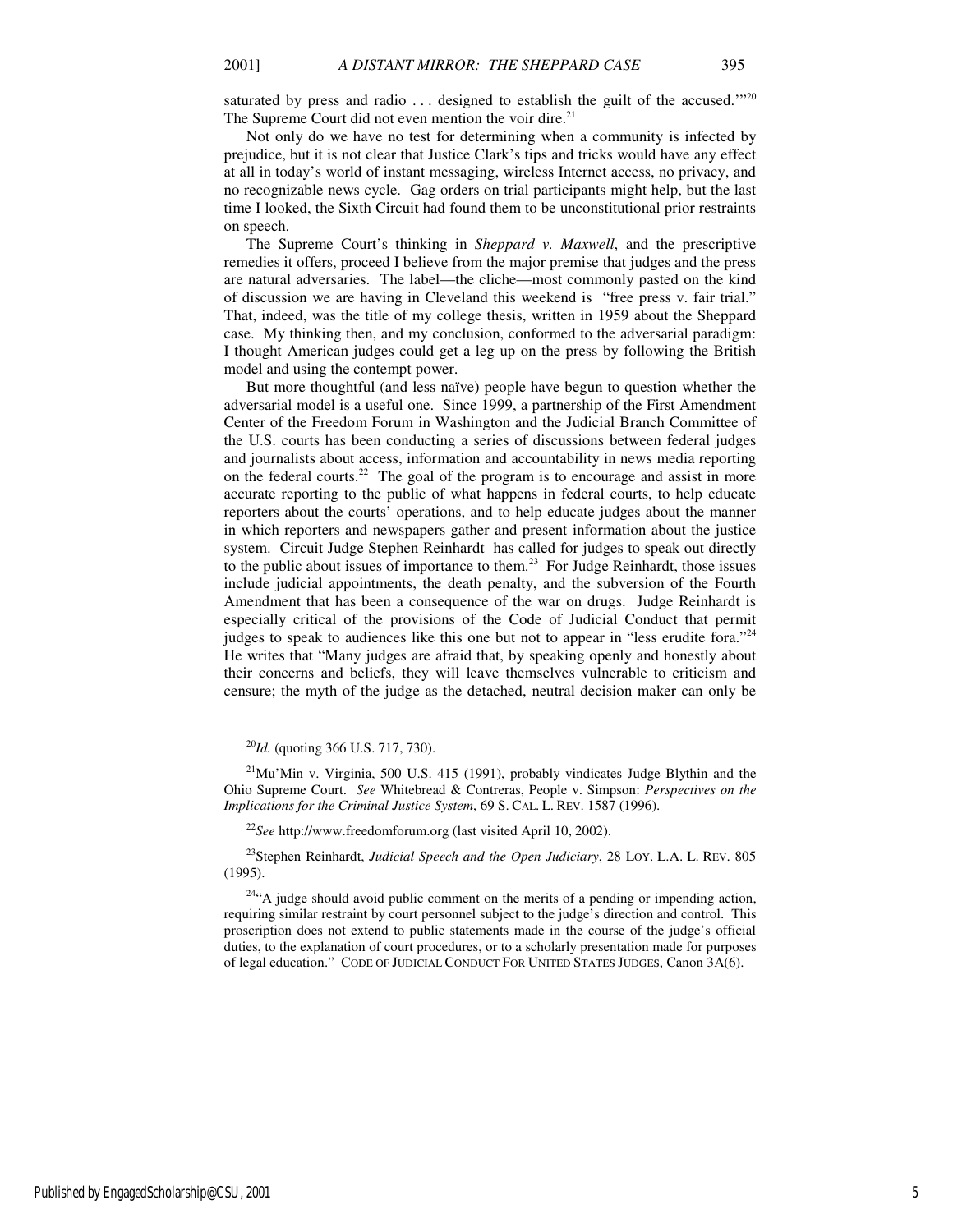saturated by press and radio . . . designed to establish the guilt of the accused.'"[20] The Supreme Court did not even mention the voir dire.[21]

Not only do we have no test for determining when a community is infected by prejudice, but it is not clear that Justice Clark's tips and tricks would have any effect at all in today's world of instant messaging, wireless Internet access, no privacy, and no recognizable news cycle. Gag orders on trial participants might help, but the last time I looked, the Sixth Circuit had found them to be unconstitutional prior restraints on speech.

The Supreme Court's thinking in *Sheppard v. Maxwell*, and the prescriptive remedies it offers, proceed I believe from the major premise that judges and the press are natural adversaries. The label—the cliche—most commonly pasted on the kind of discussion we are having in Cleveland this weekend is "free press v. fair trial." That, indeed, was the title of my college thesis, written in 1959 about the Sheppard case. My thinking then, and my conclusion, conformed to the adversarial paradigm: I thought American judges could get a leg up on the press by following the British model and using the contempt power.

But more thoughtful (and less naïve) people have begun to question whether the adversarial model is a useful one. Since 1999, a partnership of the First Amendment Center of the Freedom Forum in Washington and the Judicial Branch Committee of the U.S. courts has been conducting a series of discussions between federal judges and journalists about access, information and accountability in news media reporting on the federal courts.[22] The goal of the program is to encourage and assist in more accurate reporting to the public of what happens in federal courts, to help educate reporters about the courts' operations, and to help educate judges about the manner in which reporters and newspapers gather and present information about the justice system. Circuit Judge Stephen Reinhardt has called for judges to speak out directly to the public about issues of importance to them.[23] For Judge Reinhardt, those issues include judicial appointments, the death penalty, and the subversion of the Fourth Amendment that has been a consequence of the war on drugs. Judge Reinhardt is especially critical of the provisions of the Code of Judicial Conduct that permit judges to speak to audiences like this one but not to appear in "less erudite fora."[24] He writes that "Many judges are afraid that, by speaking openly and honestly about their concerns and beliefs, they will leave themselves vulnerable to criticism and censure; the myth of the judge as the detached, neutral decision maker can only be

---

[20] *Id.* (quoting 366 U.S. 717, 730).

[21] Mu'Min v. Virginia, 500 U.S. 415 (1991), probably vindicates Judge Blythin and the Ohio Supreme Court. *See* Whitebread & Contreras, People v. Simpson: *Perspectives on the Implications for the Criminal Justice System*, 69 S. CAL. L. REV. 1587 (1996).

[22] *See* http://www.freedomforum.org (last visited April 10, 2002).

[23] Stephen Reinhardt, *Judicial Speech and the Open Judiciary*, 28 LOY. L.A. L. REV. 805 (1995).

[24] "A judge should avoid public comment on the merits of a pending or impending action, requiring similar restraint by court personnel subject to the judge's direction and control. This proscription does not extend to public statements made in the course of the judge's official duties, to the explanation of court procedures, or to a scholarly presentation made for purposes of legal education." CODE OF JUDICIAL CONDUCT FOR UNITED STATES JUDGES, Canon 3A(6).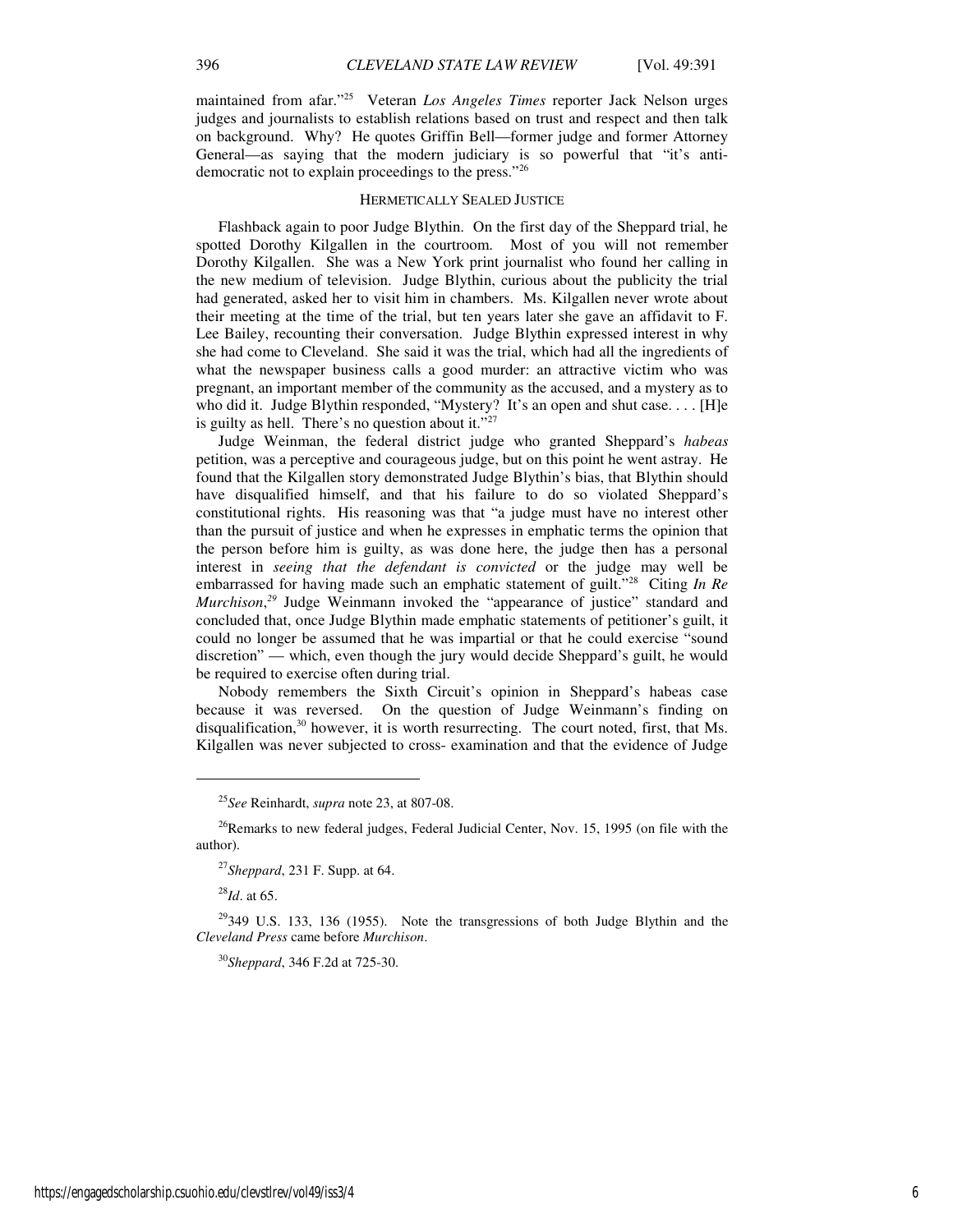maintained from afar."[25] Veteran *Los Angeles Times* reporter Jack Nelson urges judges and journalists to establish relations based on trust and respect and then talk on background. Why? He quotes Griffin Bell—former judge and former Attorney General—as saying that the modern judiciary is so powerful that "it's anti-democratic not to explain proceedings to the press."[26]

## HERMETICALLY SEALED JUSTICE

Flashback again to poor Judge Blythin. On the first day of the Sheppard trial, he spotted Dorothy Kilgallen in the courtroom. Most of you will not remember Dorothy Kilgallen. She was a New York print journalist who found her calling in the new medium of television. Judge Blythin, curious about the publicity the trial had generated, asked her to visit him in chambers. Ms. Kilgallen never wrote about their meeting at the time of the trial, but ten years later she gave an affidavit to F. Lee Bailey, recounting their conversation. Judge Blythin expressed interest in why she had come to Cleveland. She said it was the trial, which had all the ingredients of what the newspaper business calls a good murder: an attractive victim who was pregnant, an important member of the community as the accused, and a mystery as to who did it. Judge Blythin responded, "Mystery? It's an open and shut case. . . . [H]e is guilty as hell. There's no question about it."[27]

Judge Weinman, the federal district judge who granted Sheppard's *habeas* petition, was a perceptive and courageous judge, but on this point he went astray. He found that the Kilgallen story demonstrated Judge Blythin's bias, that Blythin should have disqualified himself, and that his failure to do so violated Sheppard's constitutional rights. His reasoning was that "a judge must have no interest other than the pursuit of justice and when he expresses in emphatic terms the opinion that the person before him is guilty, as was done here, the judge then has a personal interest in *seeing that the defendant is convicted* or the judge may well be embarrassed for having made such an emphatic statement of guilt."[28] Citing *In Re Murchison*,[29] Judge Weinmann invoked the "appearance of justice" standard and concluded that, once Judge Blythin made emphatic statements of petitioner's guilt, it could no longer be assumed that he was impartial or that he could exercise "sound discretion" — which, even though the jury would decide Sheppard's guilt, he would be required to exercise often during trial.

Nobody remembers the Sixth Circuit's opinion in Sheppard's habeas case because it was reversed. On the question of Judge Weinmann's finding on disqualification,[30] however, it is worth resurrecting. The court noted, first, that Ms. Kilgallen was never subjected to cross- examination and that the evidence of Judge

---

[25] *See* Reinhardt, *supra* note 23, at 807-08.

[26] Remarks to new federal judges, Federal Judicial Center, Nov. 15, 1995 (on file with the author).

[27] *Sheppard*, 231 F. Supp. at 64.

[28] *Id*. at 65.

[29] 349 U.S. 133, 136 (1955). Note the transgressions of both Judge Blythin and the *Cleveland Press* came before *Murchison*.

[30] *Sheppard*, 346 F.2d at 725-30.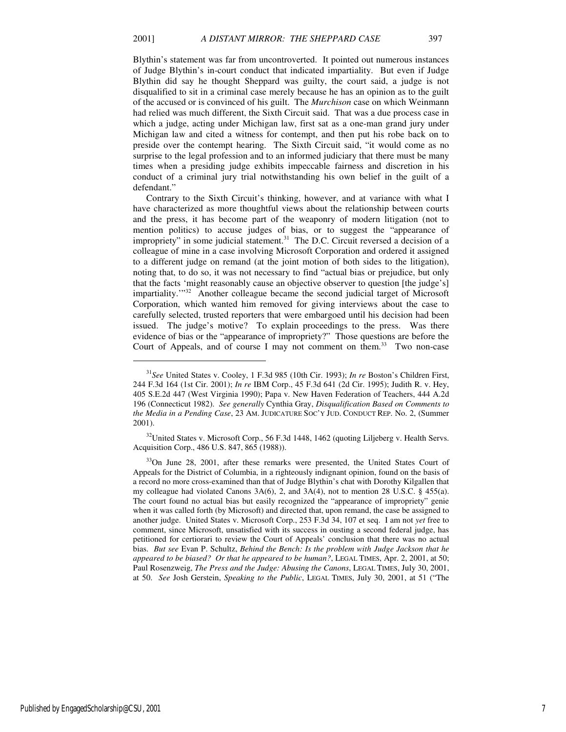Blythin's statement was far from uncontroverted. It pointed out numerous instances of Judge Blythin's in-court conduct that indicated impartiality. But even if Judge Blythin did say he thought Sheppard was guilty, the court said, a judge is not disqualified to sit in a criminal case merely because he has an opinion as to the guilt of the accused or is convinced of his guilt. The *Murchison* case on which Weinmann had relied was much different, the Sixth Circuit said. That was a due process case in which a judge, acting under Michigan law, first sat as a one-man grand jury under Michigan law and cited a witness for contempt, and then put his robe back on to preside over the contempt hearing. The Sixth Circuit said, "it would come as no surprise to the legal profession and to an informed judiciary that there must be many times when a presiding judge exhibits impeccable fairness and discretion in his conduct of a criminal jury trial notwithstanding his own belief in the guilt of a defendant."

Contrary to the Sixth Circuit's thinking, however, and at variance with what I have characterized as more thoughtful views about the relationship between courts and the press, it has become part of the weaponry of modern litigation (not to mention politics) to accuse judges of bias, or to suggest the "appearance of impropriety" in some judicial statement.[31] The D.C. Circuit reversed a decision of a colleague of mine in a case involving Microsoft Corporation and ordered it assigned to a different judge on remand (at the joint motion of both sides to the litigation), noting that, to do so, it was not necessary to find "actual bias or prejudice, but only that the facts 'might reasonably cause an objective observer to question [the judge's] impartiality.'"[32] Another colleague became the second judicial target of Microsoft Corporation, which wanted him removed for giving interviews about the case to carefully selected, trusted reporters that were embargoed until his decision had been issued. The judge's motive? To explain proceedings to the press. Was there evidence of bias or the "appearance of impropriety?" Those questions are before the Court of Appeals, and of course I may not comment on them.[33] Two non-case

---

[31]*See* United States v. Cooley, 1 F.3d 985 (10th Cir. 1993); *In re* Boston's Children First, 244 F.3d 164 (1st Cir. 2001); *In re* IBM Corp., 45 F.3d 641 (2d Cir. 1995); Judith R. v. Hey, 405 S.E.2d 447 (West Virginia 1990); Papa v. New Haven Federation of Teachers, 444 A.2d 196 (Connecticut 1982). *See generally* Cynthia Gray, *Disqualification Based on Comments to the Media in a Pending Case*, 23 AM. JUDICATURE SOC'Y JUD. CONDUCT REP. No. 2, (Summer 2001).

[32]United States v. Microsoft Corp., 56 F.3d 1448, 1462 (quoting Liljeberg v. Health Servs. Acquisition Corp., 486 U.S. 847, 865 (1988)).

[33]On June 28, 2001, after these remarks were presented, the United States Court of Appeals for the District of Columbia, in a righteously indignant opinion, found on the basis of a record no more cross-examined than that of Judge Blythin's chat with Dorothy Kilgallen that my colleague had violated Canons 3A(6), 2, and 3A(4), not to mention 28 U.S.C. § 455(a). The court found no actual bias but easily recognized the "appearance of impropriety" genie when it was called forth (by Microsoft) and directed that, upon remand, the case be assigned to another judge. United States v. Microsoft Corp., 253 F.3d 34, 107 et seq. I am not *yet* free to comment, since Microsoft, unsatisfied with its success in ousting a second federal judge, has petitioned for certiorari to review the Court of Appeals' conclusion that there was no actual bias. *But see* Evan P. Schultz, *Behind the Bench: Is the problem with Judge Jackson that he appeared to be biased? Or that he appeared to be human?*, LEGAL TIMES, Apr. 2, 2001, at 50; Paul Rosenzweig, *The Press and the Judge: Abusing the Canons*, LEGAL TIMES, July 30, 2001, at 50. *See* Josh Gerstein, *Speaking to the Public*, LEGAL TIMES, July 30, 2001, at 51 ("The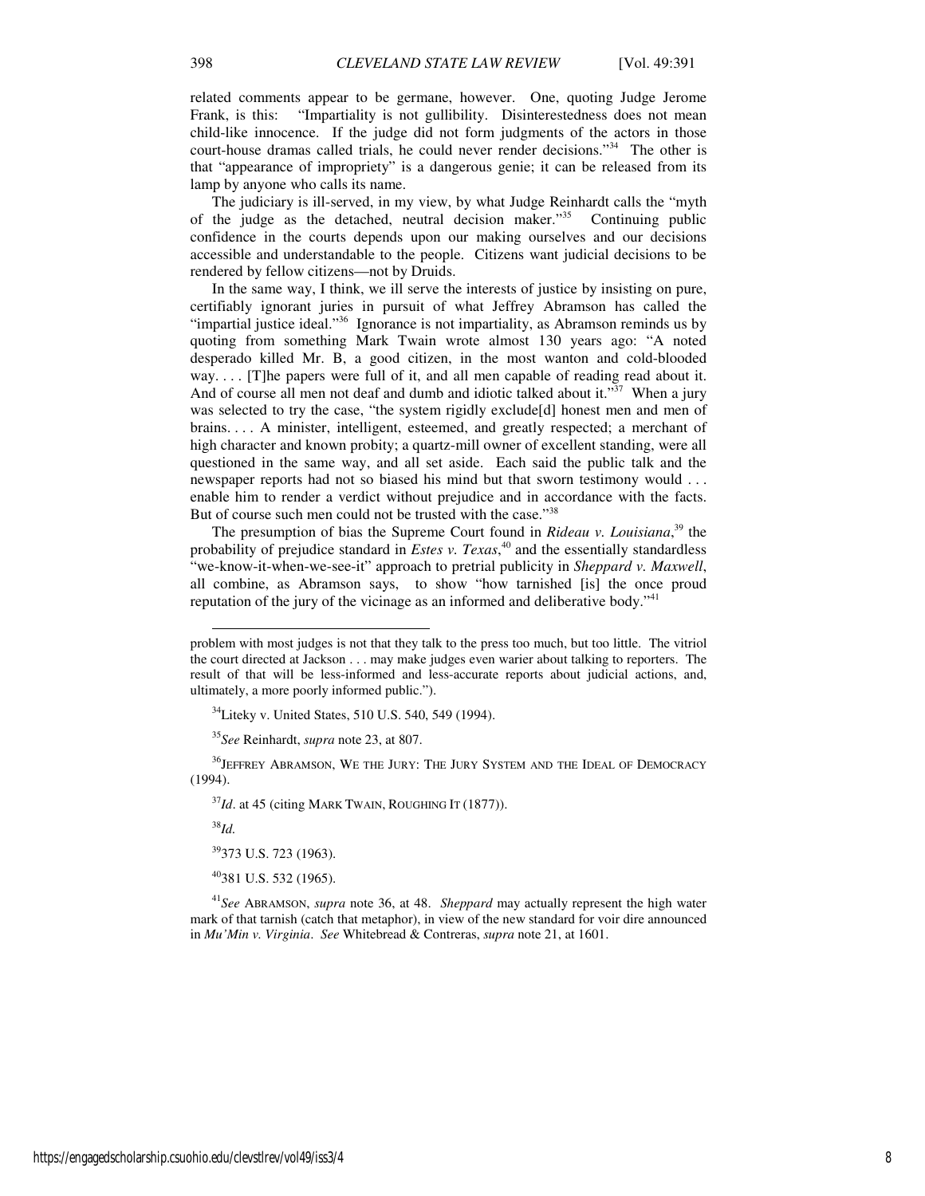related comments appear to be germane, however. One, quoting Judge Jerome Frank, is this: "Impartiality is not gullibility. Disinterestedness does not mean child-like innocence. If the judge did not form judgments of the actors in those court-house dramas called trials, he could never render decisions."[34] The other is that "appearance of impropriety" is a dangerous genie; it can be released from its lamp by anyone who calls its name.

The judiciary is ill-served, in my view, by what Judge Reinhardt calls the "myth of the judge as the detached, neutral decision maker."[35] Continuing public confidence in the courts depends upon our making ourselves and our decisions accessible and understandable to the people. Citizens want judicial decisions to be rendered by fellow citizens—not by Druids.

In the same way, I think, we ill serve the interests of justice by insisting on pure, certifiably ignorant juries in pursuit of what Jeffrey Abramson has called the "impartial justice ideal."[36] Ignorance is not impartiality, as Abramson reminds us by quoting from something Mark Twain wrote almost 130 years ago: "A noted desperado killed Mr. B, a good citizen, in the most wanton and cold-blooded way. . . . [T]he papers were full of it, and all men capable of reading read about it. And of course all men not deaf and dumb and idiotic talked about it."[37] When a jury was selected to try the case, "the system rigidly exclude[d] honest men and men of brains. . . . A minister, intelligent, esteemed, and greatly respected; a merchant of high character and known probity; a quartz-mill owner of excellent standing, were all questioned in the same way, and all set aside. Each said the public talk and the newspaper reports had not so biased his mind but that sworn testimony would . . . enable him to render a verdict without prejudice and in accordance with the facts. But of course such men could not be trusted with the case."[38]

The presumption of bias the Supreme Court found in *Rideau v. Louisiana*,[39] the probability of prejudice standard in *Estes v. Texas*,[40] and the essentially standardless "we-know-it-when-we-see-it" approach to pretrial publicity in *Sheppard v. Maxwell*, all combine, as Abramson says, to show "how tarnished [is] the once proud reputation of the jury of the vicinage as an informed and deliberative body."[41]

---

problem with most judges is not that they talk to the press too much, but too little. The vitriol the court directed at Jackson . . . may make judges even warier about talking to reporters. The result of that will be less-informed and less-accurate reports about judicial actions, and, ultimately, a more poorly informed public.").

[34] Liteky v. United States, 510 U.S. 540, 549 (1994).

[35] *See* Reinhardt, *supra* note 23, at 807.

[36] JEFFREY ABRAMSON, WE THE JURY: THE JURY SYSTEM AND THE IDEAL OF DEMOCRACY (1994).

[37] *Id*. at 45 (citing MARK TWAIN, ROUGHING IT (1877)).

[38] *Id.*

[39] 373 U.S. 723 (1963).

[40] 381 U.S. 532 (1965).

[41] *See* ABRAMSON, *supra* note 36, at 48. *Sheppard* may actually represent the high water mark of that tarnish (catch that metaphor), in view of the new standard for voir dire announced in *Mu'Min v. Virginia*. *See* Whitebread & Contreras, *supra* note 21, at 1601.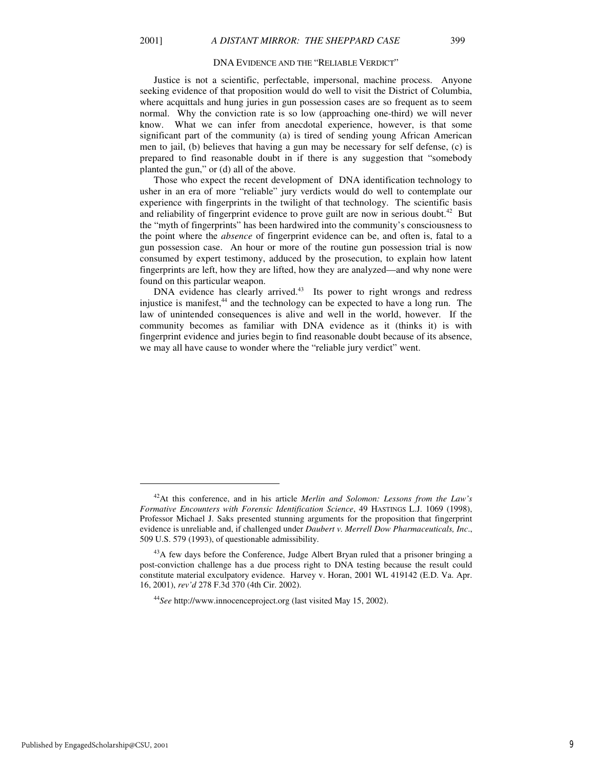## DNA EVIDENCE AND THE "RELIABLE VERDICT"

Justice is not a scientific, perfectable, impersonal, machine process. Anyone seeking evidence of that proposition would do well to visit the District of Columbia, where acquittals and hung juries in gun possession cases are so frequent as to seem normal. Why the conviction rate is so low (approaching one-third) we will never know. What we can infer from anecdotal experience, however, is that some significant part of the community (a) is tired of sending young African American men to jail, (b) believes that having a gun may be necessary for self defense, (c) is prepared to find reasonable doubt in if there is any suggestion that "somebody planted the gun," or (d) all of the above.

Those who expect the recent development of DNA identification technology to usher in an era of more "reliable" jury verdicts would do well to contemplate our experience with fingerprints in the twilight of that technology. The scientific basis and reliability of fingerprint evidence to prove guilt are now in serious doubt.[42] But the "myth of fingerprints" has been hardwired into the community's consciousness to the point where the *absence* of fingerprint evidence can be, and often is, fatal to a gun possession case. An hour or more of the routine gun possession trial is now consumed by expert testimony, adduced by the prosecution, to explain how latent fingerprints are left, how they are lifted, how they are analyzed—and why none were found on this particular weapon.

DNA evidence has clearly arrived.[43] Its power to right wrongs and redress injustice is manifest,[44] and the technology can be expected to have a long run. The law of unintended consequences is alive and well in the world, however. If the community becomes as familiar with DNA evidence as it (thinks it) is with fingerprint evidence and juries begin to find reasonable doubt because of its absence, we may all have cause to wonder where the "reliable jury verdict" went.

---

[42]At this conference, and in his article *Merlin and Solomon: Lessons from the Law's Formative Encounters with Forensic Identification Science*, 49 HASTINGS L.J. 1069 (1998), Professor Michael J. Saks presented stunning arguments for the proposition that fingerprint evidence is unreliable and, if challenged under *Daubert v. Merrell Dow Pharmaceuticals, Inc*., 509 U.S. 579 (1993), of questionable admissibility.

[43]A few days before the Conference, Judge Albert Bryan ruled that a prisoner bringing a post-conviction challenge has a due process right to DNA testing because the result could constitute material exculpatory evidence. Harvey v. Horan, 2001 WL 419142 (E.D. Va. Apr. 16, 2001), *rev'd* 278 F.3d 370 (4th Cir. 2002).

[44]*See* http://www.innocenceproject.org (last visited May 15, 2002).